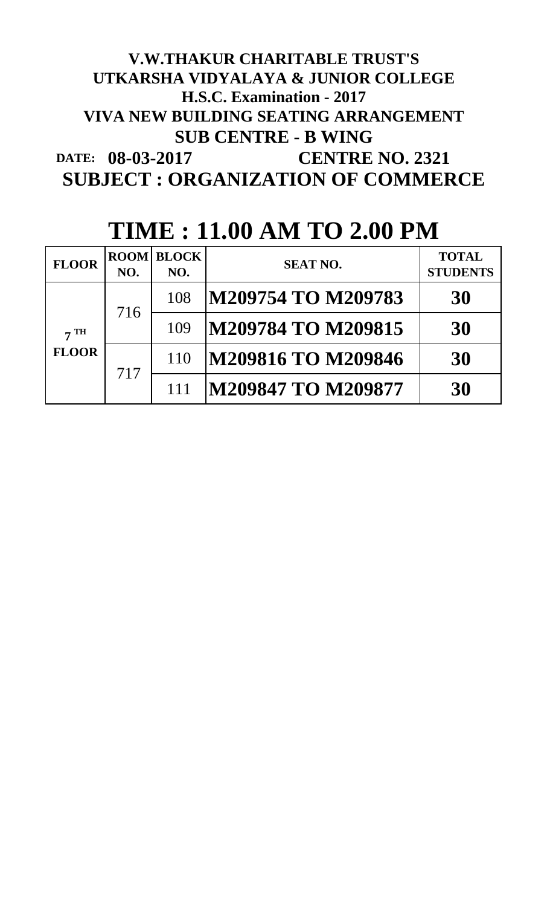# V.W.THAKUR CHARITABLE TRUST'S
# UTKARSHA VIDYALAYA & JUNIOR COLLEGE
## H.S.C. Examination - 2017
## VIVA NEW BUILDING SEATING ARRANGEMENT
## SUB CENTRE - B WING

**DATE: 08-03-2017** **CENTRE NO. 2321**

## SUBJECT : ORGANIZATION OF COMMERCE

# TIME : 11.00 AM TO 2.00 PM

| FLOOR | ROOM NO. | BLOCK NO. | SEAT NO. | TOTAL STUDENTS |
|---|---|---|---|---|
| 7 TH FLOOR | 716 | 108 | **M209754 TO M209783** | **30** |
| | | 109 | **M209784 TO M209815** | **30** |
| | 717 | 110 | **M209816 TO M209846** | **30** |
| | | 111 | **M209847 TO M209877** | **30** |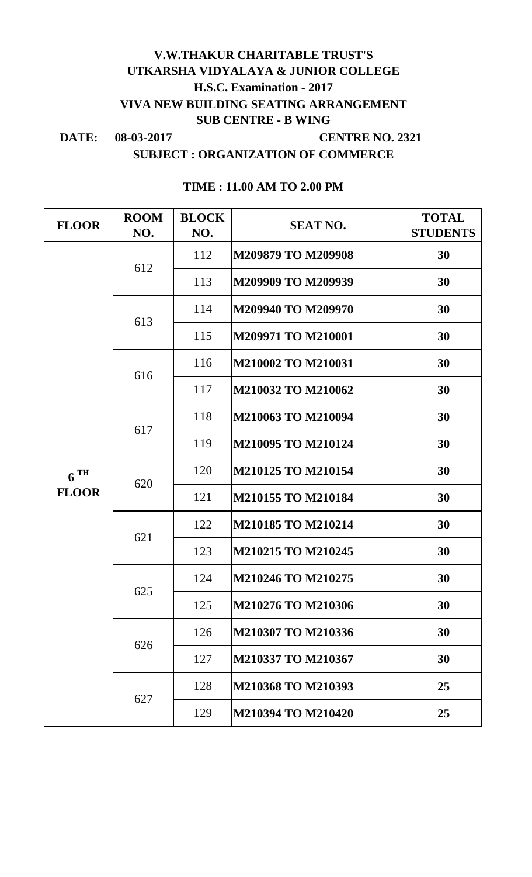**V.W.THAKUR CHARITABLE TRUST'S**
**UTKARSHA VIDYALAYA & JUNIOR COLLEGE**
**H.S.C. Examination - 2017**
**VIVA NEW BUILDING SEATING ARRANGEMENT**
**SUB CENTRE - B WING**

**DATE: 08-03-2017** **CENTRE NO. 2321**

**SUBJECT : ORGANIZATION OF COMMERCE**

**TIME : 11.00 AM TO 2.00 PM**

| FLOOR | ROOM NO. | BLOCK NO. | SEAT NO. | TOTAL STUDENTS |
|---|---|---|---|---|
| 6 TH FLOOR | 612 | 112 | M209879 TO M209908 | 30 |
| | | 113 | M209909 TO M209939 | 30 |
| | 613 | 114 | M209940 TO M209970 | 30 |
| | | 115 | M209971 TO M210001 | 30 |
| | 616 | 116 | M210002 TO M210031 | 30 |
| | | 117 | M210032 TO M210062 | 30 |
| | 617 | 118 | M210063 TO M210094 | 30 |
| | | 119 | M210095 TO M210124 | 30 |
| | 620 | 120 | M210125 TO M210154 | 30 |
| | | 121 | M210155 TO M210184 | 30 |
| | 621 | 122 | M210185 TO M210214 | 30 |
| | | 123 | M210215 TO M210245 | 30 |
| | 625 | 124 | M210246 TO M210275 | 30 |
| | | 125 | M210276 TO M210306 | 30 |
| | 626 | 126 | M210307 TO M210336 | 30 |
| | | 127 | M210337 TO M210367 | 30 |
| | 627 | 128 | M210368 TO M210393 | 25 |
| | | 129 | M210394 TO M210420 | 25 |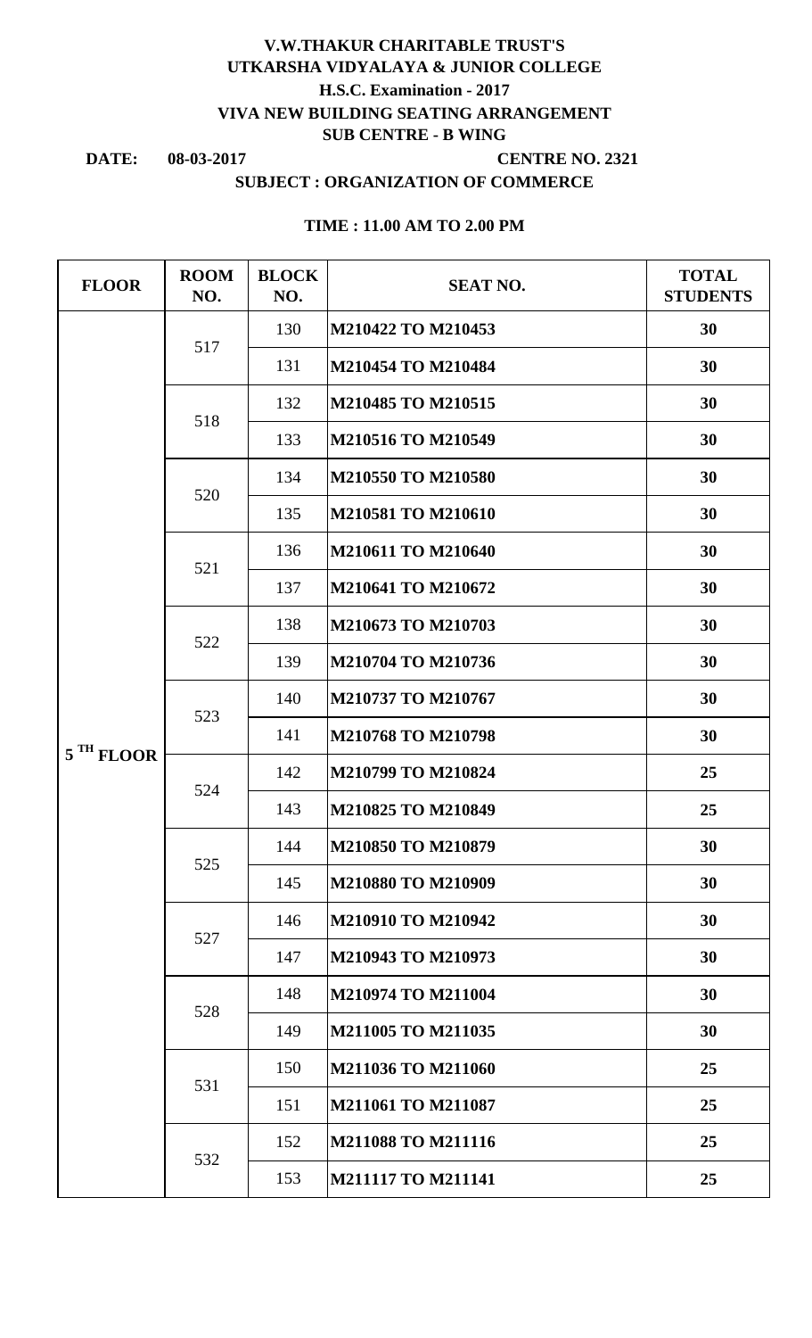**V.W.THAKUR CHARITABLE TRUST'S**
**UTKARSHA VIDYALAYA & JUNIOR COLLEGE**
**H.S.C. Examination - 2017**
**VIVA NEW BUILDING SEATING ARRANGEMENT**
**SUB CENTRE - B WING**

**DATE: 08-03-2017** **CENTRE NO. 2321**

**SUBJECT : ORGANIZATION OF COMMERCE**

**TIME : 11.00 AM TO 2.00 PM**

| FLOOR | ROOM NO. | BLOCK NO. | SEAT NO. | TOTAL STUDENTS |
|---|---|---|---|---|
| 5 TH FLOOR | 517 | 130 | M210422 TO M210453 | 30 |
| | | 131 | M210454 TO M210484 | 30 |
| | 518 | 132 | M210485 TO M210515 | 30 |
| | | 133 | M210516 TO M210549 | 30 |
| | 520 | 134 | M210550 TO M210580 | 30 |
| | | 135 | M210581 TO M210610 | 30 |
| | 521 | 136 | M210611 TO M210640 | 30 |
| | | 137 | M210641 TO M210672 | 30 |
| | 522 | 138 | M210673 TO M210703 | 30 |
| | | 139 | M210704 TO M210736 | 30 |
| | 523 | 140 | M210737 TO M210767 | 30 |
| | | 141 | M210768 TO M210798 | 30 |
| | 524 | 142 | M210799 TO M210824 | 25 |
| | | 143 | M210825 TO M210849 | 25 |
| | 525 | 144 | M210850 TO M210879 | 30 |
| | | 145 | M210880 TO M210909 | 30 |
| | 527 | 146 | M210910 TO M210942 | 30 |
| | | 147 | M210943 TO M210973 | 30 |
| | 528 | 148 | M210974 TO M211004 | 30 |
| | | 149 | M211005 TO M211035 | 30 |
| | 531 | 150 | M211036 TO M211060 | 25 |
| | | 151 | M211061 TO M211087 | 25 |
| | 532 | 152 | M211088 TO M211116 | 25 |
| | | 153 | M211117 TO M211141 | 25 |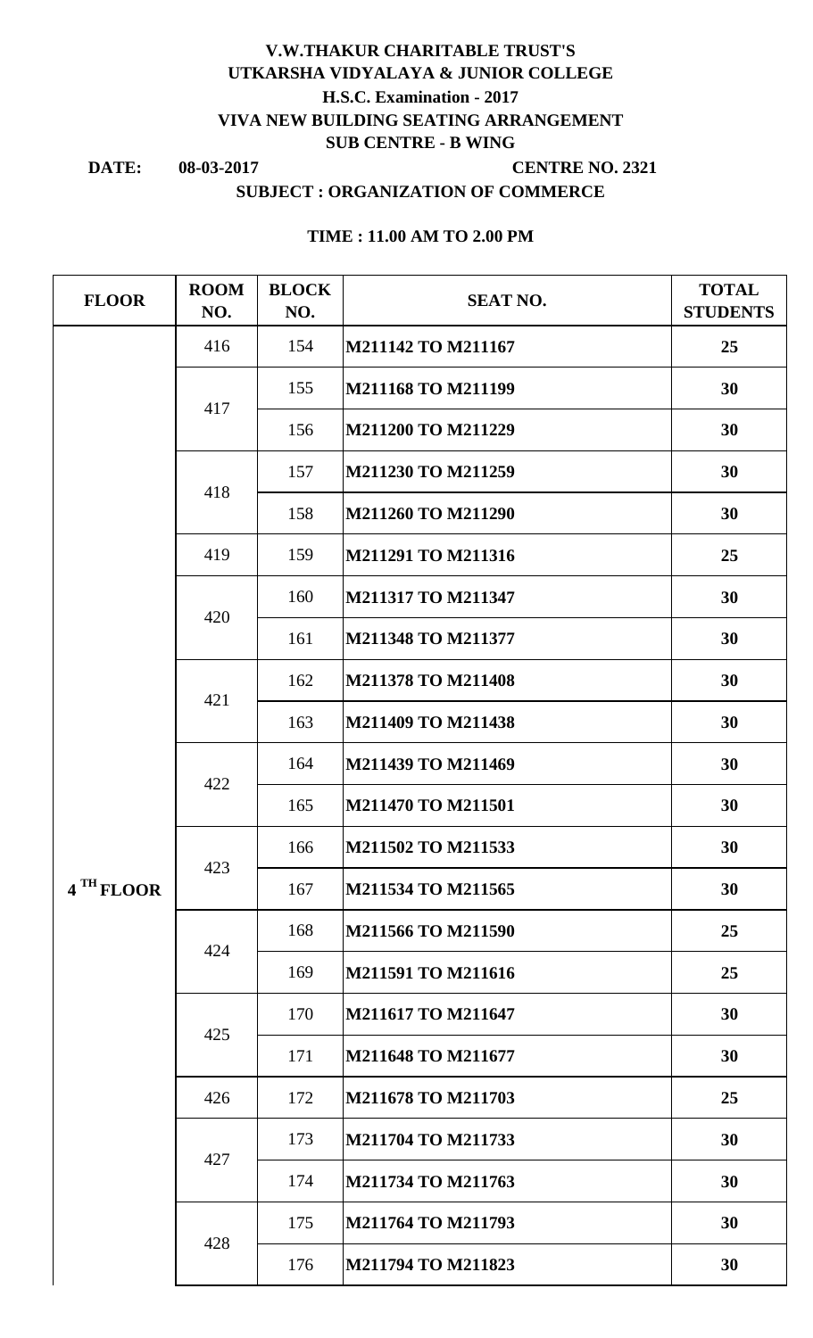**V.W.THAKUR CHARITABLE TRUST'S**
**UTKARSHA VIDYALAYA & JUNIOR COLLEGE**
**H.S.C. Examination - 2017**
**VIVA NEW BUILDING SEATING ARRANGEMENT**
**SUB CENTRE - B WING**

**DATE: 08-03-2017** **CENTRE NO. 2321**

**SUBJECT : ORGANIZATION OF COMMERCE**

**TIME : 11.00 AM TO 2.00 PM**

| FLOOR | ROOM NO. | BLOCK NO. | SEAT NO. | TOTAL STUDENTS |
|---|---|---|---|---|
| 4 TH FLOOR | 416 | 154 | M211142 TO M211167 | 25 |
| | 417 | 155 | M211168 TO M211199 | 30 |
| | | 156 | M211200 TO M211229 | 30 |
| | 418 | 157 | M211230 TO M211259 | 30 |
| | | 158 | M211260 TO M211290 | 30 |
| | 419 | 159 | M211291 TO M211316 | 25 |
| | 420 | 160 | M211317 TO M211347 | 30 |
| | | 161 | M211348 TO M211377 | 30 |
| | 421 | 162 | M211378 TO M211408 | 30 |
| | | 163 | M211409 TO M211438 | 30 |
| | 422 | 164 | M211439 TO M211469 | 30 |
| | | 165 | M211470 TO M211501 | 30 |
| | 423 | 166 | M211502 TO M211533 | 30 |
| | | 167 | M211534 TO M211565 | 30 |
| | 424 | 168 | M211566 TO M211590 | 25 |
| | | 169 | M211591 TO M211616 | 25 |
| | 425 | 170 | M211617 TO M211647 | 30 |
| | | 171 | M211648 TO M211677 | 30 |
| | 426 | 172 | M211678 TO M211703 | 25 |
| | 427 | 173 | M211704 TO M211733 | 30 |
| | | 174 | M211734 TO M211763 | 30 |
| | 428 | 175 | M211764 TO M211793 | 30 |
| | | 176 | M211794 TO M211823 | 30 |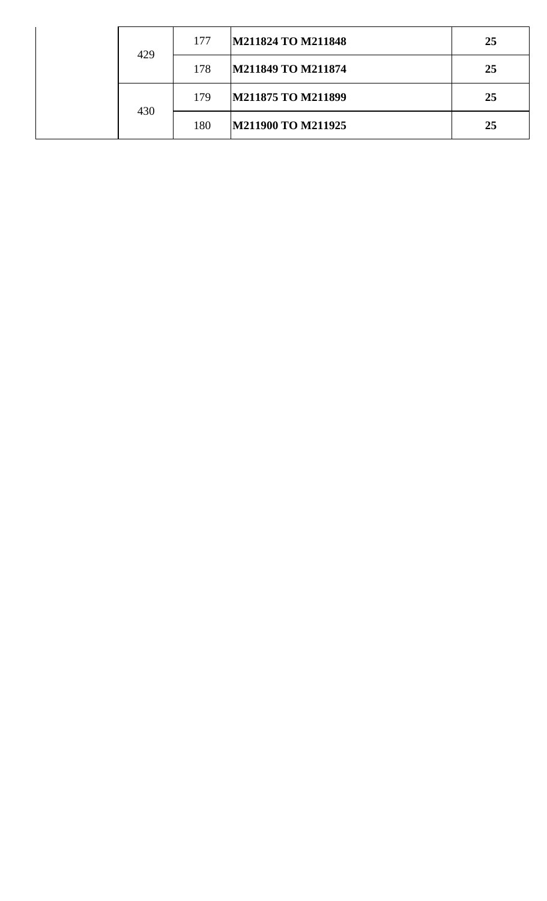| | | | | |
|---|---|---|---|---|
| | 429 | 177 | **M211824 TO M211848** | **25** |
| | | 178 | **M211849 TO M211874** | **25** |
| | 430 | 179 | **M211875 TO M211899** | **25** |
| | | 180 | **M211900 TO M211925** | **25** |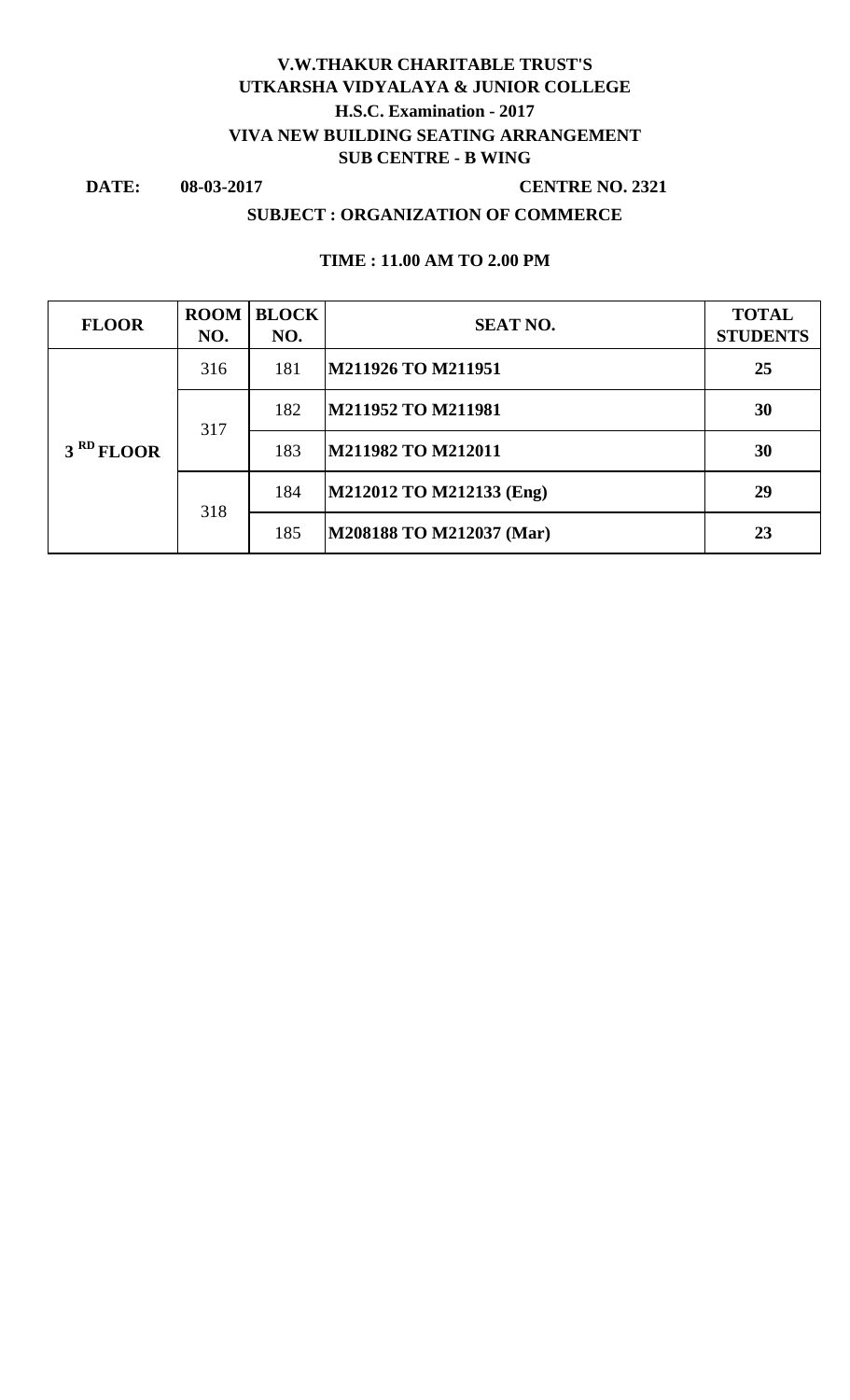**V.W.THAKUR CHARITABLE TRUST'S**

**UTKARSHA VIDYALAYA & JUNIOR COLLEGE**

**H.S.C. Examination - 2017**

**VIVA NEW BUILDING SEATING ARRANGEMENT**

**SUB CENTRE - B WING**

**DATE: 08-03-2017** **CENTRE NO. 2321**

**SUBJECT : ORGANIZATION OF COMMERCE**

**TIME : 11.00 AM TO 2.00 PM**

| FLOOR | ROOM NO. | BLOCK NO. | SEAT NO. | TOTAL STUDENTS |
|---|---|---|---|---|
| 3 RD FLOOR | 316 | 181 | M211926 TO M211951 | 25 |
| | 317 | 182 | M211952 TO M211981 | 30 |
| | | 183 | M211982 TO M212011 | 30 |
| | 318 | 184 | M212012 TO M212133 (Eng) | 29 |
| | | 185 | M208188 TO M212037 (Mar) | 23 |